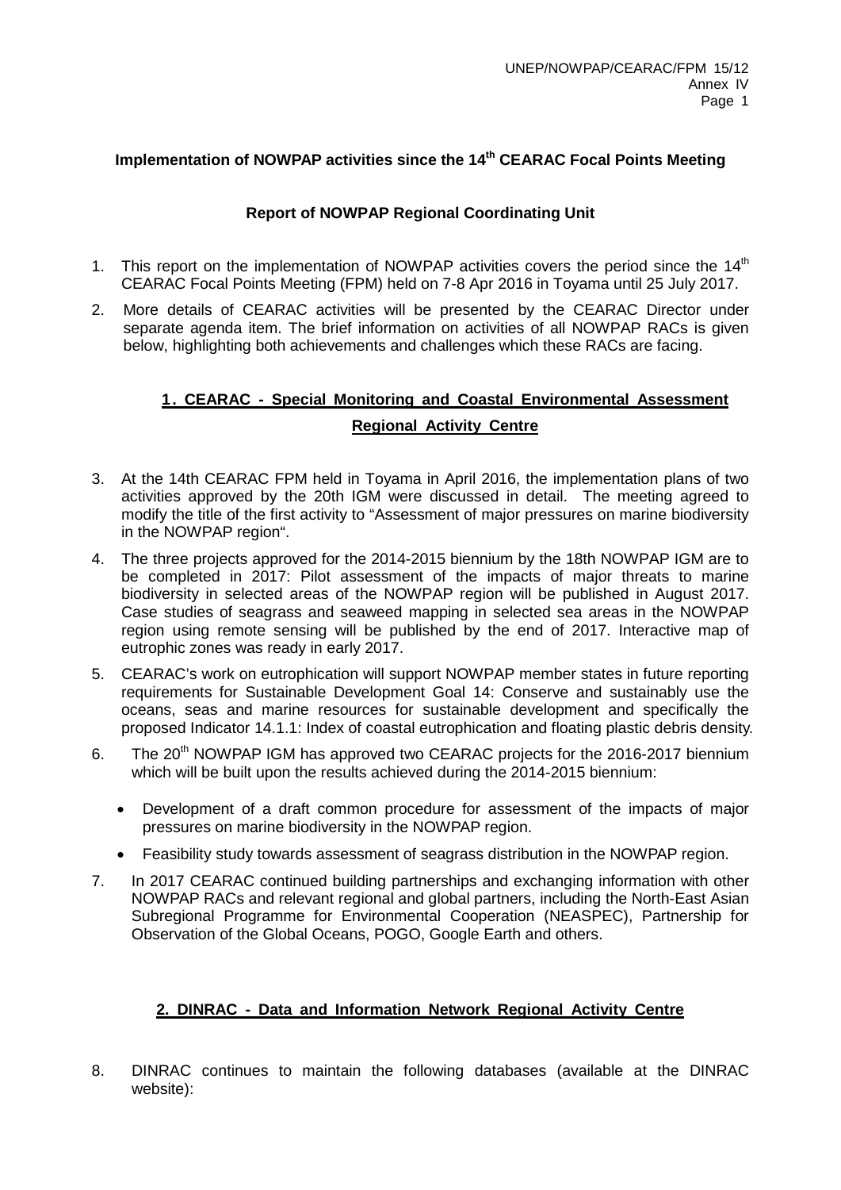UNEP/NOWPAP/CEARAC/FPM 15/12
Annex IV

## Implementation of NOWPAP activities since the 14th CEARAC Focal Points Meeting

### Report of NOWPAP Regional Coordinating Unit

1. This report on the implementation of NOWPAP activities covers the period since the 14th CEARAC Focal Points Meeting (FPM) held on 7-8 Apr 2016 in Toyama until 25 July 2017.
2. More details of CEARAC activities will be presented by the CEARAC Director under separate agenda item. The brief information on activities of all NOWPAP RACs is given below, highlighting both achievements and challenges which these RACs are facing.

### 1. CEARAC - Special Monitoring and Coastal Environmental Assessment Regional Activity Centre

3. At the 14th CEARAC FPM held in Toyama in April 2016, the implementation plans of two activities approved by the 20th IGM were discussed in detail. The meeting agreed to modify the title of the first activity to "Assessment of major pressures on marine biodiversity in the NOWPAP region".
4. The three projects approved for the 2014-2015 biennium by the 18th NOWPAP IGM are to be completed in 2017: Pilot assessment of the impacts of major threats to marine biodiversity in selected areas of the NOWPAP region will be published in August 2017. Case studies of seagrass and seaweed mapping in selected sea areas in the NOWPAP region using remote sensing will be published by the end of 2017. Interactive map of eutrophic zones was ready in early 2017.
5. CEARAC's work on eutrophication will support NOWPAP member states in future reporting requirements for Sustainable Development Goal 14: Conserve and sustainably use the oceans, seas and marine resources for sustainable development and specifically the proposed Indicator 14.1.1: Index of coastal eutrophication and floating plastic debris density.
6. The 20th NOWPAP IGM has approved two CEARAC projects for the 2016-2017 biennium which will be built upon the results achieved during the 2014-2015 biennium:
   - Development of a draft common procedure for assessment of the impacts of major pressures on marine biodiversity in the NOWPAP region.
   - Feasibility study towards assessment of seagrass distribution in the NOWPAP region.
7. In 2017 CEARAC continued building partnerships and exchanging information with other NOWPAP RACs and relevant regional and global partners, including the North-East Asian Subregional Programme for Environmental Cooperation (NEASPEC), Partnership for Observation of the Global Oceans, POGO, Google Earth and others.

### 2. DINRAC - Data and Information Network Regional Activity Centre

8. DINRAC continues to maintain the following databases (available at the DINRAC website):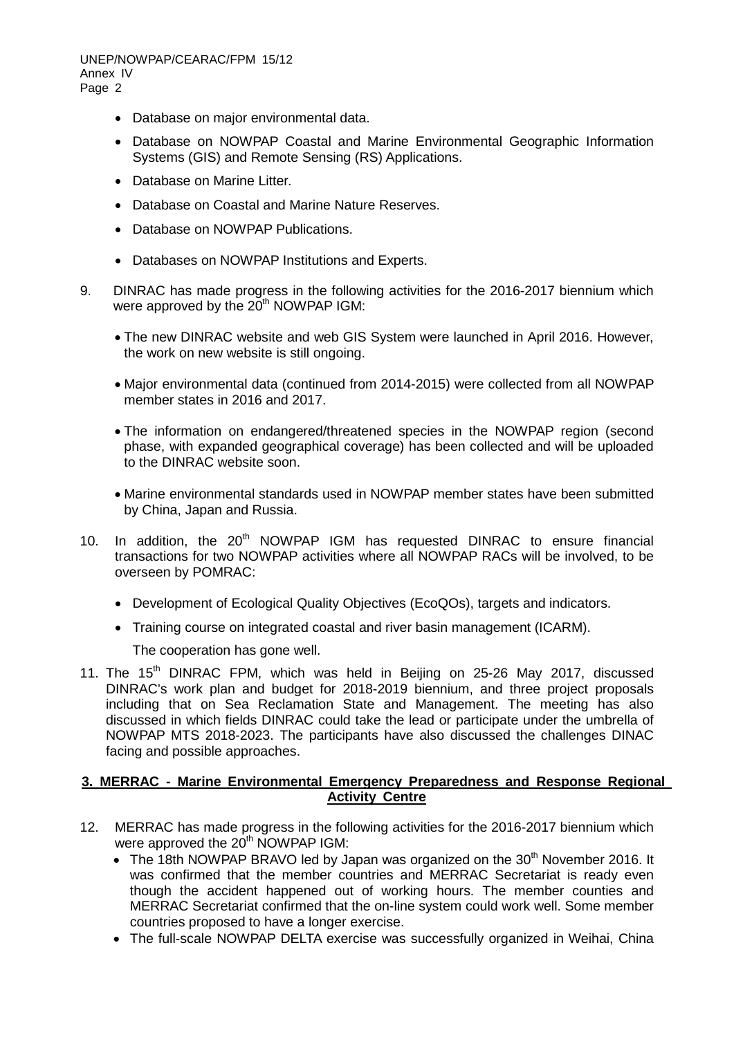- Database on major environmental data.
- Database on NOWPAP Coastal and Marine Environmental Geographic Information Systems (GIS) and Remote Sensing (RS) Applications.
- Database on Marine Litter.
- Database on Coastal and Marine Nature Reserves.
- Database on NOWPAP Publications.
- Databases on NOWPAP Institutions and Experts.

9. DINRAC has made progress in the following activities for the 2016-2017 biennium which were approved by the 20th NOWPAP IGM:

   - The new DINRAC website and web GIS System were launched in April 2016. However, the work on new website is still ongoing.
   - Major environmental data (continued from 2014-2015) were collected from all NOWPAP member states in 2016 and 2017.
   - The information on endangered/threatened species in the NOWPAP region (second phase, with expanded geographical coverage) has been collected and will be uploaded to the DINRAC website soon.
   - Marine environmental standards used in NOWPAP member states have been submitted by China, Japan and Russia.

10. In addition, the 20th NOWPAP IGM has requested DINRAC to ensure financial transactions for two NOWPAP activities where all NOWPAP RACs will be involved, to be overseen by POMRAC:

    - Development of Ecological Quality Objectives (EcoQOs), targets and indicators.
    - Training course on integrated coastal and river basin management (ICARM).

    The cooperation has gone well.

11. The 15th DINRAC FPM, which was held in Beijing on 25-26 May 2017, discussed DINRAC's work plan and budget for 2018-2019 biennium, and three project proposals including that on Sea Reclamation State and Management. The meeting has also discussed in which fields DINRAC could take the lead or participate under the umbrella of NOWPAP MTS 2018-2023. The participants have also discussed the challenges DINAC facing and possible approaches.

## 3. MERRAC - Marine Environmental Emergency Preparedness and Response Regional Activity Centre

12. MERRAC has made progress in the following activities for the 2016-2017 biennium which were approved the 20th NOWPAP IGM:
    - The 18th NOWPAP BRAVO led by Japan was organized on the 30th November 2016. It was confirmed that the member countries and MERRAC Secretariat is ready even though the accident happened out of working hours. The member counties and MERRAC Secretariat confirmed that the on-line system could work well. Some member countries proposed to have a longer exercise.
    - The full-scale NOWPAP DELTA exercise was successfully organized in Weihai, China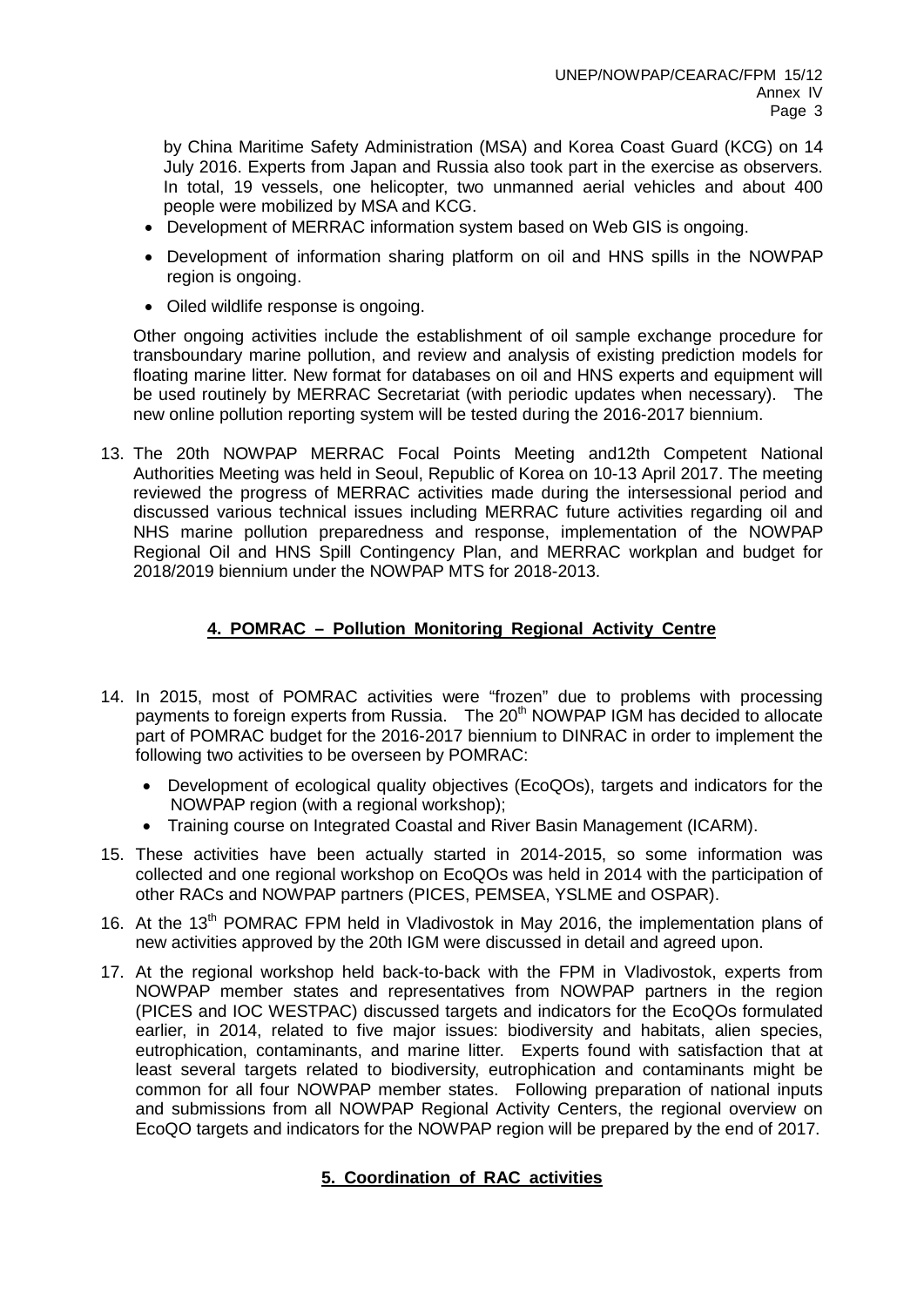by China Maritime Safety Administration (MSA) and Korea Coast Guard (KCG) on 14 July 2016. Experts from Japan and Russia also took part in the exercise as observers. In total, 19 vessels, one helicopter, two unmanned aerial vehicles and about 400 people were mobilized by MSA and KCG.

- Development of MERRAC information system based on Web GIS is ongoing.
- Development of information sharing platform on oil and HNS spills in the NOWPAP region is ongoing.
- Oiled wildlife response is ongoing.

Other ongoing activities include the establishment of oil sample exchange procedure for transboundary marine pollution, and review and analysis of existing prediction models for floating marine litter. New format for databases on oil and HNS experts and equipment will be used routinely by MERRAC Secretariat (with periodic updates when necessary). The new online pollution reporting system will be tested during the 2016-2017 biennium.

13. The 20th NOWPAP MERRAC Focal Points Meeting and12th Competent National Authorities Meeting was held in Seoul, Republic of Korea on 10-13 April 2017. The meeting reviewed the progress of MERRAC activities made during the intersessional period and discussed various technical issues including MERRAC future activities regarding oil and NHS marine pollution preparedness and response, implementation of the NOWPAP Regional Oil and HNS Spill Contingency Plan, and MERRAC workplan and budget for 2018/2019 biennium under the NOWPAP MTS for 2018-2013.

## 4. POMRAC – Pollution Monitoring Regional Activity Centre

14. In 2015, most of POMRAC activities were "frozen" due to problems with processing payments to foreign experts from Russia. The 20th NOWPAP IGM has decided to allocate part of POMRAC budget for the 2016-2017 biennium to DINRAC in order to implement the following two activities to be overseen by POMRAC:

    - Development of ecological quality objectives (EcoQOs), targets and indicators for the NOWPAP region (with a regional workshop);
    - Training course on Integrated Coastal and River Basin Management (ICARM).

15. These activities have been actually started in 2014-2015, so some information was collected and one regional workshop on EcoQOs was held in 2014 with the participation of other RACs and NOWPAP partners (PICES, PEMSEA, YSLME and OSPAR).

16. At the 13th POMRAC FPM held in Vladivostok in May 2016, the implementation plans of new activities approved by the 20th IGM were discussed in detail and agreed upon.

17. At the regional workshop held back-to-back with the FPM in Vladivostok, experts from NOWPAP member states and representatives from NOWPAP partners in the region (PICES and IOC WESTPAC) discussed targets and indicators for the EcoQOs formulated earlier, in 2014, related to five major issues: biodiversity and habitats, alien species, eutrophication, contaminants, and marine litter. Experts found with satisfaction that at least several targets related to biodiversity, eutrophication and contaminants might be common for all four NOWPAP member states. Following preparation of national inputs and submissions from all NOWPAP Regional Activity Centers, the regional overview on EcoQO targets and indicators for the NOWPAP region will be prepared by the end of 2017.

## 5. Coordination of RAC activities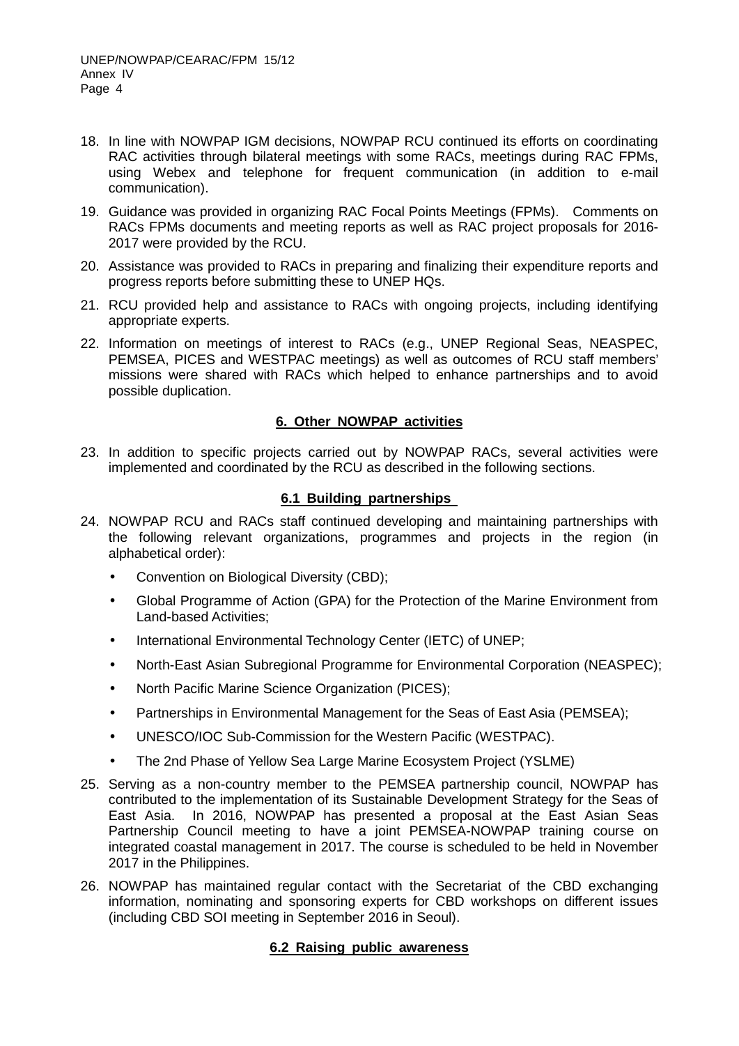18. In line with NOWPAP IGM decisions, NOWPAP RCU continued its efforts on coordinating RAC activities through bilateral meetings with some RACs, meetings during RAC FPMs, using Webex and telephone for frequent communication (in addition to e-mail communication).

19. Guidance was provided in organizing RAC Focal Points Meetings (FPMs). Comments on RACs FPMs documents and meeting reports as well as RAC project proposals for 2016-2017 were provided by the RCU.

20. Assistance was provided to RACs in preparing and finalizing their expenditure reports and progress reports before submitting these to UNEP HQs.

21. RCU provided help and assistance to RACs with ongoing projects, including identifying appropriate experts.

22. Information on meetings of interest to RACs (e.g., UNEP Regional Seas, NEASPEC, PEMSEA, PICES and WESTPAC meetings) as well as outcomes of RCU staff members' missions were shared with RACs which helped to enhance partnerships and to avoid possible duplication.

## 6. Other NOWPAP activities

23. In addition to specific projects carried out by NOWPAP RACs, several activities were implemented and coordinated by the RCU as described in the following sections.

### 6.1 Building partnerships

24. NOWPAP RCU and RACs staff continued developing and maintaining partnerships with the following relevant organizations, programmes and projects in the region (in alphabetical order):

    - Convention on Biological Diversity (CBD);
    - Global Programme of Action (GPA) for the Protection of the Marine Environment from Land-based Activities;
    - International Environmental Technology Center (IETC) of UNEP;
    - North-East Asian Subregional Programme for Environmental Corporation (NEASPEC);
    - North Pacific Marine Science Organization (PICES);
    - Partnerships in Environmental Management for the Seas of East Asia (PEMSEA);
    - UNESCO/IOC Sub-Commission for the Western Pacific (WESTPAC).
    - The 2nd Phase of Yellow Sea Large Marine Ecosystem Project (YSLME)

25. Serving as a non-country member to the PEMSEA partnership council, NOWPAP has contributed to the implementation of its Sustainable Development Strategy for the Seas of East Asia. In 2016, NOWPAP has presented a proposal at the East Asian Seas Partnership Council meeting to have a joint PEMSEA-NOWPAP training course on integrated coastal management in 2017. The course is scheduled to be held in November 2017 in the Philippines.

26. NOWPAP has maintained regular contact with the Secretariat of the CBD exchanging information, nominating and sponsoring experts for CBD workshops on different issues (including CBD SOI meeting in September 2016 in Seoul).

### 6.2 Raising public awareness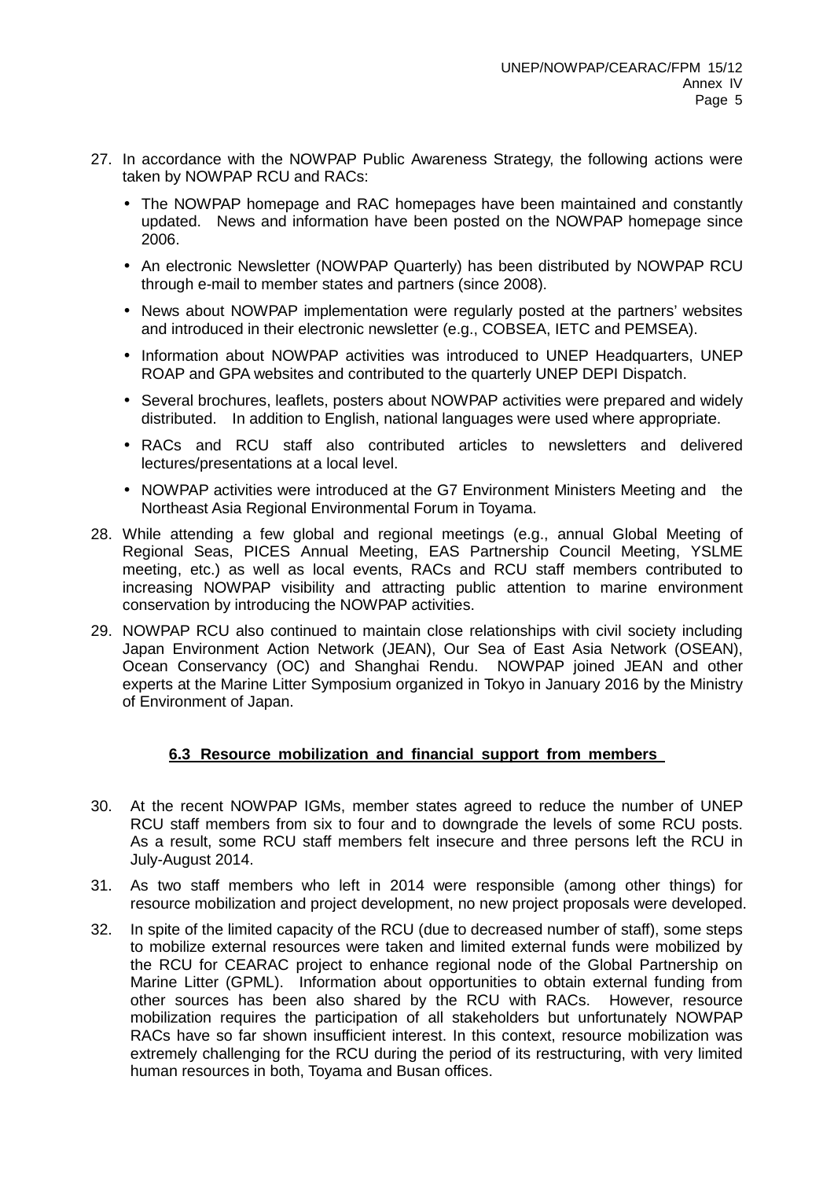27. In accordance with the NOWPAP Public Awareness Strategy, the following actions were taken by NOWPAP RCU and RACs:

    - The NOWPAP homepage and RAC homepages have been maintained and constantly updated. News and information have been posted on the NOWPAP homepage since 2006.
    - An electronic Newsletter (NOWPAP Quarterly) has been distributed by NOWPAP RCU through e-mail to member states and partners (since 2008).
    - News about NOWPAP implementation were regularly posted at the partners' websites and introduced in their electronic newsletter (e.g., COBSEA, IETC and PEMSEA).
    - Information about NOWPAP activities was introduced to UNEP Headquarters, UNEP ROAP and GPA websites and contributed to the quarterly UNEP DEPI Dispatch.
    - Several brochures, leaflets, posters about NOWPAP activities were prepared and widely distributed. In addition to English, national languages were used where appropriate.
    - RACs and RCU staff also contributed articles to newsletters and delivered lectures/presentations at a local level.
    - NOWPAP activities were introduced at the G7 Environment Ministers Meeting and the Northeast Asia Regional Environmental Forum in Toyama.

28. While attending a few global and regional meetings (e.g., annual Global Meeting of Regional Seas, PICES Annual Meeting, EAS Partnership Council Meeting, YSLME meeting, etc.) as well as local events, RACs and RCU staff members contributed to increasing NOWPAP visibility and attracting public attention to marine environment conservation by introducing the NOWPAP activities.

29. NOWPAP RCU also continued to maintain close relationships with civil society including Japan Environment Action Network (JEAN), Our Sea of East Asia Network (OSEAN), Ocean Conservancy (OC) and Shanghai Rendu. NOWPAP joined JEAN and other experts at the Marine Litter Symposium organized in Tokyo in January 2016 by the Ministry of Environment of Japan.

### 6.3 Resource mobilization and financial support from members

30. At the recent NOWPAP IGMs, member states agreed to reduce the number of UNEP RCU staff members from six to four and to downgrade the levels of some RCU posts. As a result, some RCU staff members felt insecure and three persons left the RCU in July-August 2014.

31. As two staff members who left in 2014 were responsible (among other things) for resource mobilization and project development, no new project proposals were developed.

32. In spite of the limited capacity of the RCU (due to decreased number of staff), some steps to mobilize external resources were taken and limited external funds were mobilized by the RCU for CEARAC project to enhance regional node of the Global Partnership on Marine Litter (GPML). Information about opportunities to obtain external funding from other sources has been also shared by the RCU with RACs. However, resource mobilization requires the participation of all stakeholders but unfortunately NOWPAP RACs have so far shown insufficient interest. In this context, resource mobilization was extremely challenging for the RCU during the period of its restructuring, with very limited human resources in both, Toyama and Busan offices.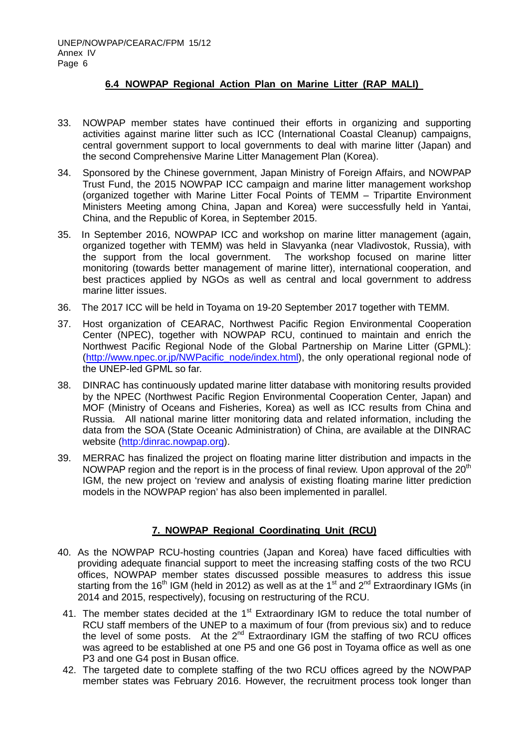#### **6.4 NOWPAP Regional Action Plan on Marine Litter (RAP MALI)**

33. NOWPAP member states have continued their efforts in organizing and supporting activities against marine litter such as ICC (International Coastal Cleanup) campaigns, central government support to local governments to deal with marine litter (Japan) and the second Comprehensive Marine Litter Management Plan (Korea).

34. Sponsored by the Chinese government, Japan Ministry of Foreign Affairs, and NOWPAP Trust Fund, the 2015 NOWPAP ICC campaign and marine litter management workshop (organized together with Marine Litter Focal Points of TEMM – Tripartite Environment Ministers Meeting among China, Japan and Korea) were successfully held in Yantai, China, and the Republic of Korea, in September 2015.

35. In September 2016, NOWPAP ICC and workshop on marine litter management (again, organized together with TEMM) was held in Slavyanka (near Vladivostok, Russia), with the support from the local government. The workshop focused on marine litter monitoring (towards better management of marine litter), international cooperation, and best practices applied by NGOs as well as central and local government to address marine litter issues.

36. The 2017 ICC will be held in Toyama on 19-20 September 2017 together with TEMM.

37. Host organization of CEARAC, Northwest Pacific Region Environmental Cooperation Center (NPEC), together with NOWPAP RCU, continued to maintain and enrich the Northwest Pacific Regional Node of the Global Partnership on Marine Litter (GPML): (http://www.npec.or.jp/NWPacific_node/index.html), the only operational regional node of the UNEP-led GPML so far.

38. DINRAC has continuously updated marine litter database with monitoring results provided by the NPEC (Northwest Pacific Region Environmental Cooperation Center, Japan) and MOF (Ministry of Oceans and Fisheries, Korea) as well as ICC results from China and Russia. All national marine litter monitoring data and related information, including the data from the SOA (State Oceanic Administration) of China, are available at the DINRAC website (http:/dinrac.nowpap.org).

39. MERRAC has finalized the project on floating marine litter distribution and impacts in the NOWPAP region and the report is in the process of final review. Upon approval of the 20th IGM, the new project on 'review and analysis of existing floating marine litter prediction models in the NOWPAP region' has also been implemented in parallel.

### **7. NOWPAP Regional Coordinating Unit (RCU)**

40. As the NOWPAP RCU-hosting countries (Japan and Korea) have faced difficulties with providing adequate financial support to meet the increasing staffing costs of the two RCU offices, NOWPAP member states discussed possible measures to address this issue starting from the 16th IGM (held in 2012) as well as at the 1st and 2nd Extraordinary IGMs (in 2014 and 2015, respectively), focusing on restructuring of the RCU.

41. The member states decided at the 1st Extraordinary IGM to reduce the total number of RCU staff members of the UNEP to a maximum of four (from previous six) and to reduce the level of some posts. At the 2nd Extraordinary IGM the staffing of two RCU offices was agreed to be established at one P5 and one G6 post in Toyama office as well as one P3 and one G4 post in Busan office.

42. The targeted date to complete staffing of the two RCU offices agreed by the NOWPAP member states was February 2016. However, the recruitment process took longer than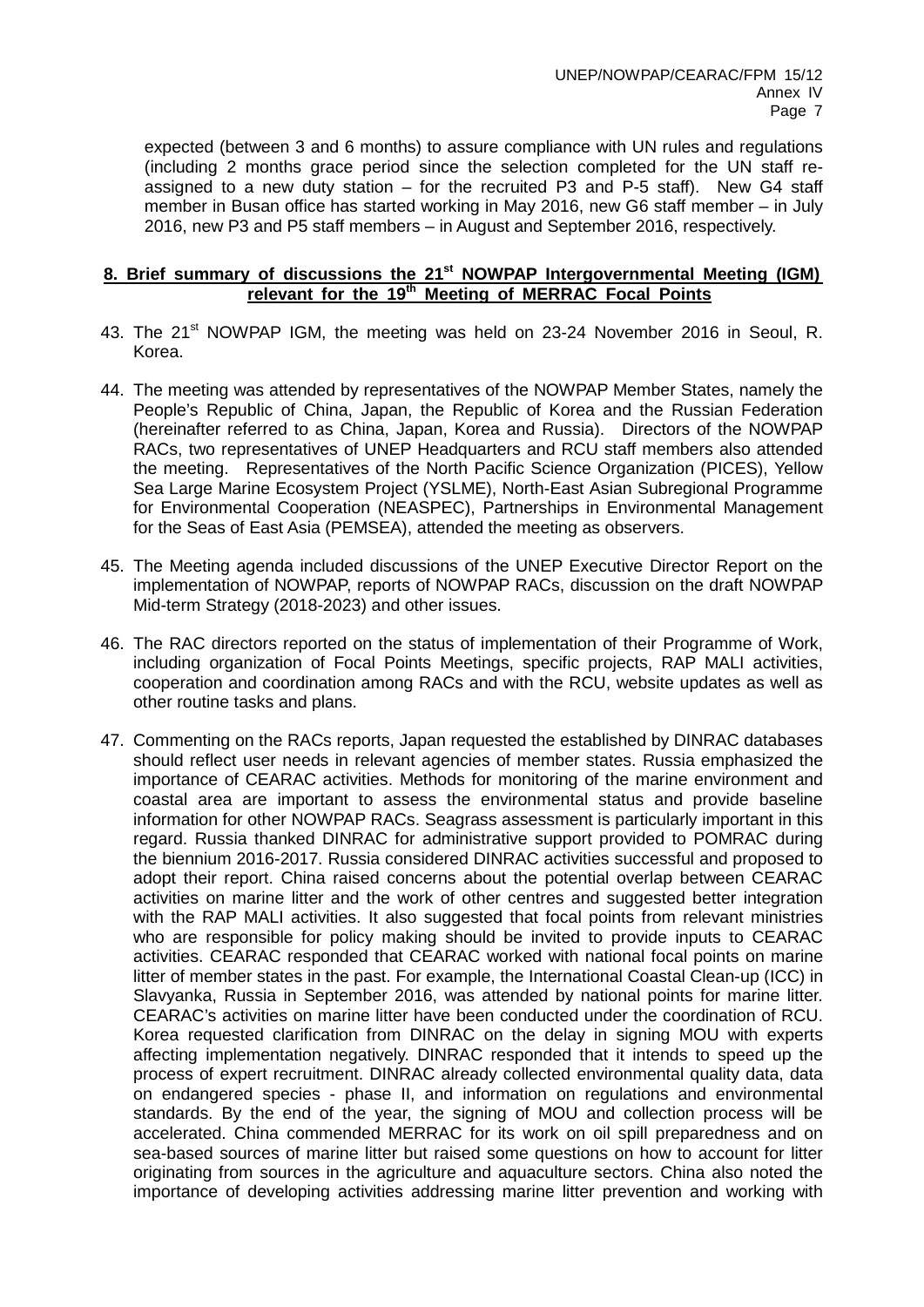expected (between 3 and 6 months) to assure compliance with UN rules and regulations (including 2 months grace period since the selection completed for the UN staff re-assigned to a new duty station – for the recruited P3 and P-5 staff). New G4 staff member in Busan office has started working in May 2016, new G6 staff member – in July 2016, new P3 and P5 staff members – in August and September 2016, respectively.

## 8. Brief summary of discussions the 21st NOWPAP Intergovernmental Meeting (IGM) relevant for the 19th Meeting of MERRAC Focal Points

43. The 21st NOWPAP IGM, the meeting was held on 23-24 November 2016 in Seoul, R. Korea.

44. The meeting was attended by representatives of the NOWPAP Member States, namely the People's Republic of China, Japan, the Republic of Korea and the Russian Federation (hereinafter referred to as China, Japan, Korea and Russia). Directors of the NOWPAP RACs, two representatives of UNEP Headquarters and RCU staff members also attended the meeting. Representatives of the North Pacific Science Organization (PICES), Yellow Sea Large Marine Ecosystem Project (YSLME), North-East Asian Subregional Programme for Environmental Cooperation (NEASPEC), Partnerships in Environmental Management for the Seas of East Asia (PEMSEA), attended the meeting as observers.

45. The Meeting agenda included discussions of the UNEP Executive Director Report on the implementation of NOWPAP, reports of NOWPAP RACs, discussion on the draft NOWPAP Mid-term Strategy (2018-2023) and other issues.

46. The RAC directors reported on the status of implementation of their Programme of Work, including organization of Focal Points Meetings, specific projects, RAP MALI activities, cooperation and coordination among RACs and with the RCU, website updates as well as other routine tasks and plans.

47. Commenting on the RACs reports, Japan requested the established by DINRAC databases should reflect user needs in relevant agencies of member states. Russia emphasized the importance of CEARAC activities. Methods for monitoring of the marine environment and coastal area are important to assess the environmental status and provide baseline information for other NOWPAP RACs. Seagrass assessment is particularly important in this regard. Russia thanked DINRAC for administrative support provided to POMRAC during the biennium 2016-2017. Russia considered DINRAC activities successful and proposed to adopt their report. China raised concerns about the potential overlap between CEARAC activities on marine litter and the work of other centres and suggested better integration with the RAP MALI activities. It also suggested that focal points from relevant ministries who are responsible for policy making should be invited to provide inputs to CEARAC activities. CEARAC responded that CEARAC worked with national focal points on marine litter of member states in the past. For example, the International Coastal Clean-up (ICC) in Slavyanka, Russia in September 2016, was attended by national points for marine litter. CEARAC's activities on marine litter have been conducted under the coordination of RCU. Korea requested clarification from DINRAC on the delay in signing MOU with experts affecting implementation negatively. DINRAC responded that it intends to speed up the process of expert recruitment. DINRAC already collected environmental quality data, data on endangered species - phase II, and information on regulations and environmental standards. By the end of the year, the signing of MOU and collection process will be accelerated. China commended MERRAC for its work on oil spill preparedness and on sea-based sources of marine litter but raised some questions on how to account for litter originating from sources in the agriculture and aquaculture sectors. China also noted the importance of developing activities addressing marine litter prevention and working with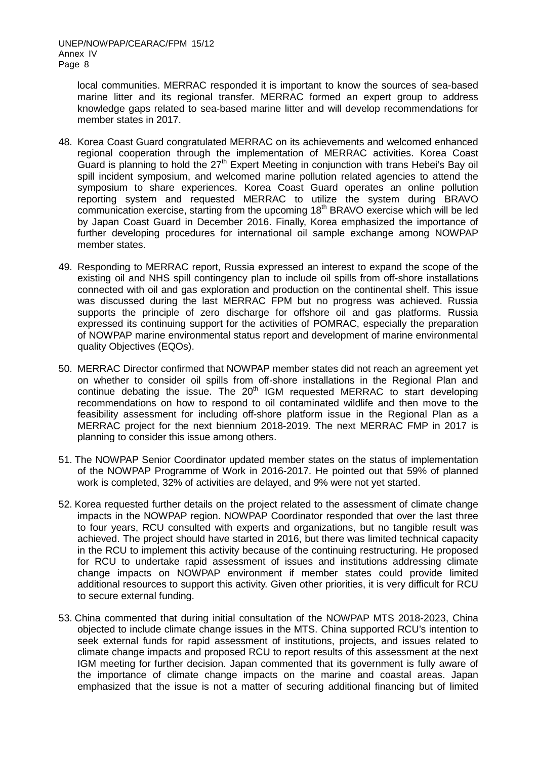local communities. MERRAC responded it is important to know the sources of sea-based marine litter and its regional transfer. MERRAC formed an expert group to address knowledge gaps related to sea-based marine litter and will develop recommendations for member states in 2017.

48. Korea Coast Guard congratulated MERRAC on its achievements and welcomed enhanced regional cooperation through the implementation of MERRAC activities. Korea Coast Guard is planning to hold the 27th Expert Meeting in conjunction with trans Hebei's Bay oil spill incident symposium, and welcomed marine pollution related agencies to attend the symposium to share experiences. Korea Coast Guard operates an online pollution reporting system and requested MERRAC to utilize the system during BRAVO communication exercise, starting from the upcoming 18th BRAVO exercise which will be led by Japan Coast Guard in December 2016. Finally, Korea emphasized the importance of further developing procedures for international oil sample exchange among NOWPAP member states.

49. Responding to MERRAC report, Russia expressed an interest to expand the scope of the existing oil and NHS spill contingency plan to include oil spills from off-shore installations connected with oil and gas exploration and production on the continental shelf. This issue was discussed during the last MERRAC FPM but no progress was achieved. Russia supports the principle of zero discharge for offshore oil and gas platforms. Russia expressed its continuing support for the activities of POMRAC, especially the preparation of NOWPAP marine environmental status report and development of marine environmental quality Objectives (EQOs).

50. MERRAC Director confirmed that NOWPAP member states did not reach an agreement yet on whether to consider oil spills from off-shore installations in the Regional Plan and continue debating the issue. The 20th IGM requested MERRAC to start developing recommendations on how to respond to oil contaminated wildlife and then move to the feasibility assessment for including off-shore platform issue in the Regional Plan as a MERRAC project for the next biennium 2018-2019. The next MERRAC FMP in 2017 is planning to consider this issue among others.

51. The NOWPAP Senior Coordinator updated member states on the status of implementation of the NOWPAP Programme of Work in 2016-2017. He pointed out that 59% of planned work is completed, 32% of activities are delayed, and 9% were not yet started.

52. Korea requested further details on the project related to the assessment of climate change impacts in the NOWPAP region. NOWPAP Coordinator responded that over the last three to four years, RCU consulted with experts and organizations, but no tangible result was achieved. The project should have started in 2016, but there was limited technical capacity in the RCU to implement this activity because of the continuing restructuring. He proposed for RCU to undertake rapid assessment of issues and institutions addressing climate change impacts on NOWPAP environment if member states could provide limited additional resources to support this activity. Given other priorities, it is very difficult for RCU to secure external funding.

53. China commented that during initial consultation of the NOWPAP MTS 2018-2023, China objected to include climate change issues in the MTS. China supported RCU's intention to seek external funds for rapid assessment of institutions, projects, and issues related to climate change impacts and proposed RCU to report results of this assessment at the next IGM meeting for further decision. Japan commented that its government is fully aware of the importance of climate change impacts on the marine and coastal areas. Japan emphasized that the issue is not a matter of securing additional financing but of limited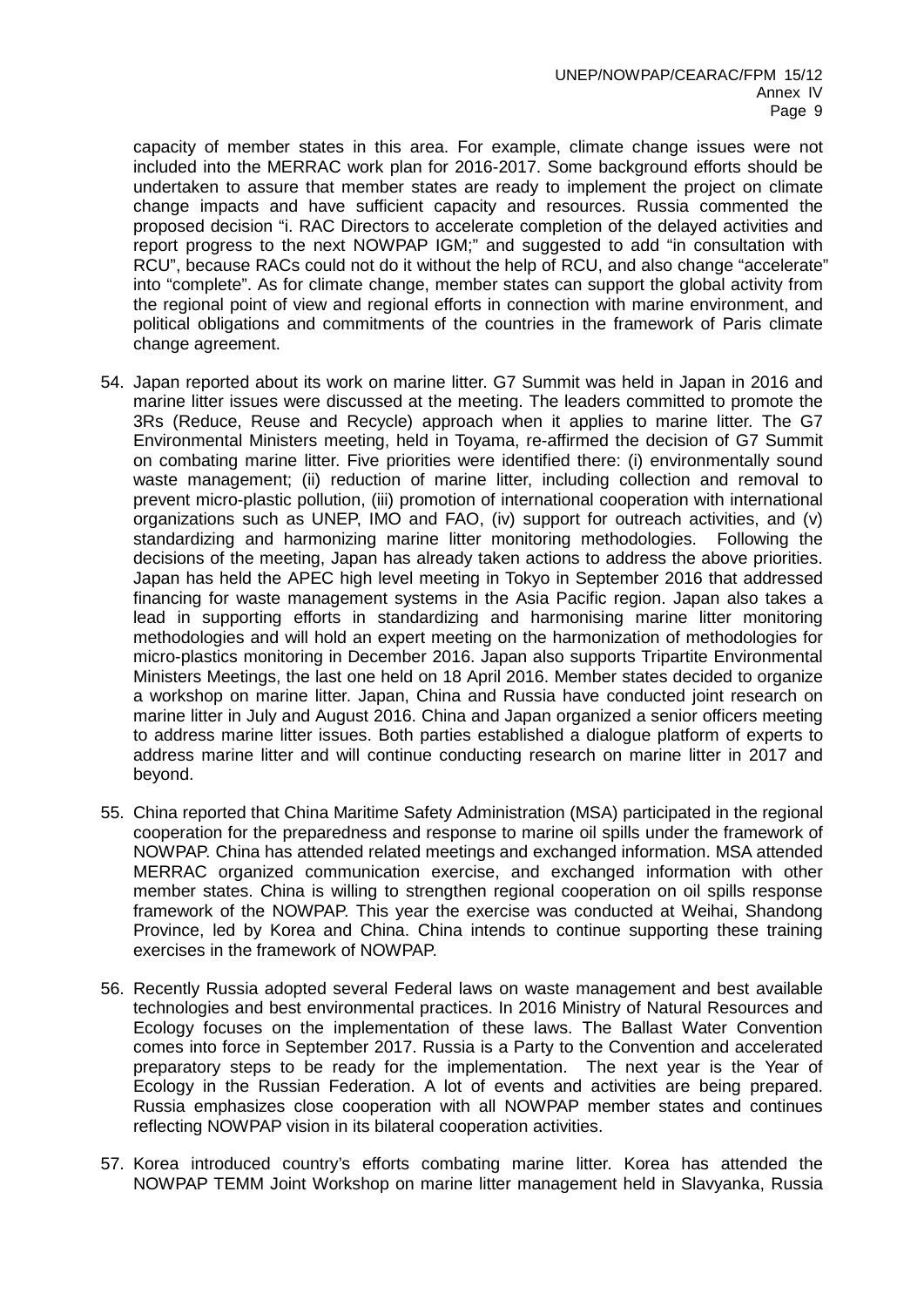capacity of member states in this area. For example, climate change issues were not included into the MERRAC work plan for 2016-2017. Some background efforts should be undertaken to assure that member states are ready to implement the project on climate change impacts and have sufficient capacity and resources. Russia commented the proposed decision "i. RAC Directors to accelerate completion of the delayed activities and report progress to the next NOWPAP IGM;" and suggested to add "in consultation with RCU", because RACs could not do it without the help of RCU, and also change "accelerate" into "complete". As for climate change, member states can support the global activity from the regional point of view and regional efforts in connection with marine environment, and political obligations and commitments of the countries in the framework of Paris climate change agreement.

54. Japan reported about its work on marine litter. G7 Summit was held in Japan in 2016 and marine litter issues were discussed at the meeting. The leaders committed to promote the 3Rs (Reduce, Reuse and Recycle) approach when it applies to marine litter. The G7 Environmental Ministers meeting, held in Toyama, re-affirmed the decision of G7 Summit on combating marine litter. Five priorities were identified there: (i) environmentally sound waste management; (ii) reduction of marine litter, including collection and removal to prevent micro-plastic pollution, (iii) promotion of international cooperation with international organizations such as UNEP, IMO and FAO, (iv) support for outreach activities, and (v) standardizing and harmonizing marine litter monitoring methodologies. Following the decisions of the meeting, Japan has already taken actions to address the above priorities. Japan has held the APEC high level meeting in Tokyo in September 2016 that addressed financing for waste management systems in the Asia Pacific region. Japan also takes a lead in supporting efforts in standardizing and harmonizing marine litter monitoring methodologies and will hold an expert meeting on the harmonization of methodologies for micro-plastics monitoring in December 2016. Japan also supports Tripartite Environmental Ministers Meetings, the last one held on 18 April 2016. Member states decided to organize a workshop on marine litter. Japan, China and Russia have conducted joint research on marine litter in July and August 2016. China and Japan organized a senior officers meeting to address marine litter issues. Both parties established a dialogue platform of experts to address marine litter and will continue conducting research on marine litter in 2017 and beyond.

55. China reported that China Maritime Safety Administration (MSA) participated in the regional cooperation for the preparedness and response to marine oil spills under the framework of NOWPAP. China has attended related meetings and exchanged information. MSA attended MERRAC organized communication exercise, and exchanged information with other member states. China is willing to strengthen regional cooperation on oil spills response framework of the NOWPAP. This year the exercise was conducted at Weihai, Shandong Province, led by Korea and China. China intends to continue supporting these training exercises in the framework of NOWPAP.

56. Recently Russia adopted several Federal laws on waste management and best available technologies and best environmental practices. In 2016 Ministry of Natural Resources and Ecology focuses on the implementation of these laws. The Ballast Water Convention comes into force in September 2017. Russia is a Party to the Convention and accelerated preparatory steps to be ready for the implementation. The next year is the Year of Ecology in the Russian Federation. A lot of events and activities are being prepared. Russia emphasizes close cooperation with all NOWPAP member states and continues reflecting NOWPAP vision in its bilateral cooperation activities.

57. Korea introduced country's efforts combating marine litter. Korea has attended the NOWPAP TEMM Joint Workshop on marine litter management held in Slavyanka, Russia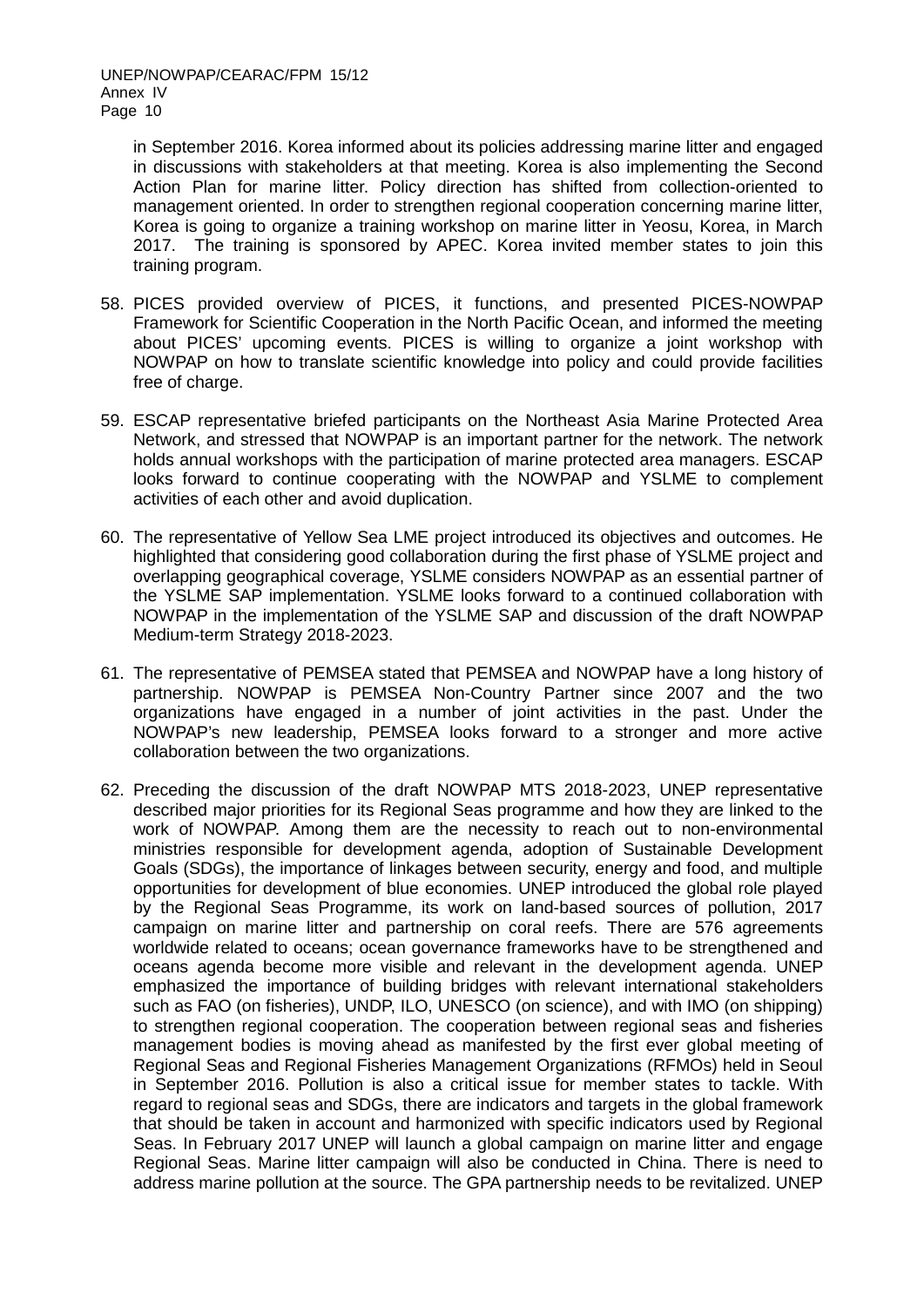in September 2016. Korea informed about its policies addressing marine litter and engaged in discussions with stakeholders at that meeting. Korea is also implementing the Second Action Plan for marine litter. Policy direction has shifted from collection-oriented to management oriented. In order to strengthen regional cooperation concerning marine litter, Korea is going to organize a training workshop on marine litter in Yeosu, Korea, in March 2017. The training is sponsored by APEC. Korea invited member states to join this training program.

58. PICES provided overview of PICES, it functions, and presented PICES-NOWPAP Framework for Scientific Cooperation in the North Pacific Ocean, and informed the meeting about PICES' upcoming events. PICES is willing to organize a joint workshop with NOWPAP on how to translate scientific knowledge into policy and could provide facilities free of charge.

59. ESCAP representative briefed participants on the Northeast Asia Marine Protected Area Network, and stressed that NOWPAP is an important partner for the network. The network holds annual workshops with the participation of marine protected area managers. ESCAP looks forward to continue cooperating with the NOWPAP and YSLME to complement activities of each other and avoid duplication.

60. The representative of Yellow Sea LME project introduced its objectives and outcomes. He highlighted that considering good collaboration during the first phase of YSLME project and overlapping geographical coverage, YSLME considers NOWPAP as an essential partner of the YSLME SAP implementation. YSLME looks forward to a continued collaboration with NOWPAP in the implementation of the YSLME SAP and discussion of the draft NOWPAP Medium-term Strategy 2018-2023.

61. The representative of PEMSEA stated that PEMSEA and NOWPAP have a long history of partnership. NOWPAP is PEMSEA Non-Country Partner since 2007 and the two organizations have engaged in a number of joint activities in the past. Under the NOWPAP's new leadership, PEMSEA looks forward to a stronger and more active collaboration between the two organizations.

62. Preceding the discussion of the draft NOWPAP MTS 2018-2023, UNEP representative described major priorities for its Regional Seas programme and how they are linked to the work of NOWPAP. Among them are the necessity to reach out to non-environmental ministries responsible for development agenda, adoption of Sustainable Development Goals (SDGs), the importance of linkages between security, energy and food, and multiple opportunities for development of blue economies. UNEP introduced the global role played by the Regional Seas Programme, its work on land-based sources of pollution, 2017 campaign on marine litter and partnership on coral reefs. There are 576 agreements worldwide related to oceans; ocean governance frameworks have to be strengthened and oceans agenda become more visible and relevant in the development agenda. UNEP emphasized the importance of building bridges with relevant international stakeholders such as FAO (on fisheries), UNDP, ILO, UNESCO (on science), and with IMO (on shipping) to strengthen regional cooperation. The cooperation between regional seas and fisheries management bodies is moving ahead as manifested by the first ever global meeting of Regional Seas and Regional Fisheries Management Organizations (RFMOs) held in Seoul in September 2016. Pollution is also a critical issue for member states to tackle. With regard to regional seas and SDGs, there are indicators and targets in the global framework that should be taken in account and harmonized with specific indicators used by Regional Seas. In February 2017 UNEP will launch a global campaign on marine litter and engage Regional Seas. Marine litter campaign will also be conducted in China. There is need to address marine pollution at the source. The GPA partnership needs to be revitalized. UNEP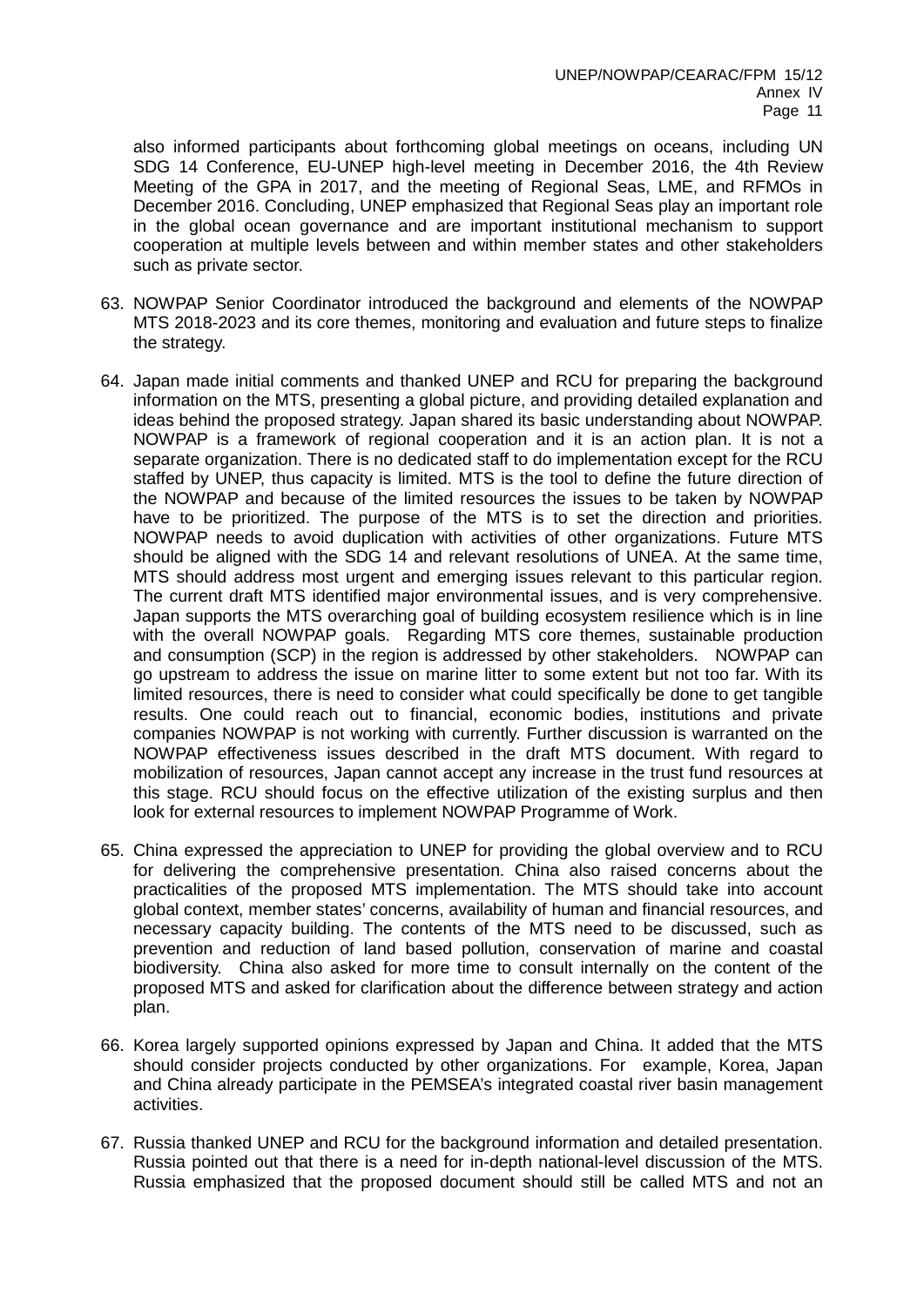also informed participants about forthcoming global meetings on oceans, including UN SDG 14 Conference, EU-UNEP high-level meeting in December 2016, the 4th Review Meeting of the GPA in 2017, and the meeting of Regional Seas, LME, and RFMOs in December 2016. Concluding, UNEP emphasized that Regional Seas play an important role in the global ocean governance and are important institutional mechanism to support cooperation at multiple levels between and within member states and other stakeholders such as private sector.

63. NOWPAP Senior Coordinator introduced the background and elements of the NOWPAP MTS 2018-2023 and its core themes, monitoring and evaluation and future steps to finalize the strategy.

64. Japan made initial comments and thanked UNEP and RCU for preparing the background information on the MTS, presenting a global picture, and providing detailed explanation and ideas behind the proposed strategy. Japan shared its basic understanding about NOWPAP. NOWPAP is a framework of regional cooperation and it is an action plan. It is not a separate organization. There is no dedicated staff to do implementation except for the RCU staffed by UNEP, thus capacity is limited. MTS is the tool to define the future direction of the NOWPAP and because of the limited resources the issues to be taken by NOWPAP have to be prioritized. The purpose of the MTS is to set the direction and priorities. NOWPAP needs to avoid duplication with activities of other organizations. Future MTS should be aligned with the SDG 14 and relevant resolutions of UNEA. At the same time, MTS should address most urgent and emerging issues relevant to this particular region. The current draft MTS identified major environmental issues, and is very comprehensive. Japan supports the MTS overarching goal of building ecosystem resilience which is in line with the overall NOWPAP goals. Regarding MTS core themes, sustainable production and consumption (SCP) in the region is addressed by other stakeholders. NOWPAP can go upstream to address the issue on marine litter to some extent but not too far. With its limited resources, there is need to consider what could specifically be done to get tangible results. One could reach out to financial, economic bodies, institutions and private companies NOWPAP is not working with currently. Further discussion is warranted on the NOWPAP effectiveness issues described in the draft MTS document. With regard to mobilization of resources, Japan cannot accept any increase in the trust fund resources at this stage. RCU should focus on the effective utilization of the existing surplus and then look for external resources to implement NOWPAP Programme of Work.

65. China expressed the appreciation to UNEP for providing the global overview and to RCU for delivering the comprehensive presentation. China also raised concerns about the practicalities of the proposed MTS implementation. The MTS should take into account global context, member states' concerns, availability of human and financial resources, and necessary capacity building. The contents of the MTS need to be discussed, such as prevention and reduction of land based pollution, conservation of marine and coastal biodiversity. China also asked for more time to consult internally on the content of the proposed MTS and asked for clarification about the difference between strategy and action plan.

66. Korea largely supported opinions expressed by Japan and China. It added that the MTS should consider projects conducted by other organizations. For example, Korea, Japan and China already participate in the PEMSEA's integrated coastal river basin management activities.

67. Russia thanked UNEP and RCU for the background information and detailed presentation. Russia pointed out that there is a need for in-depth national-level discussion of the MTS. Russia emphasized that the proposed document should still be called MTS and not an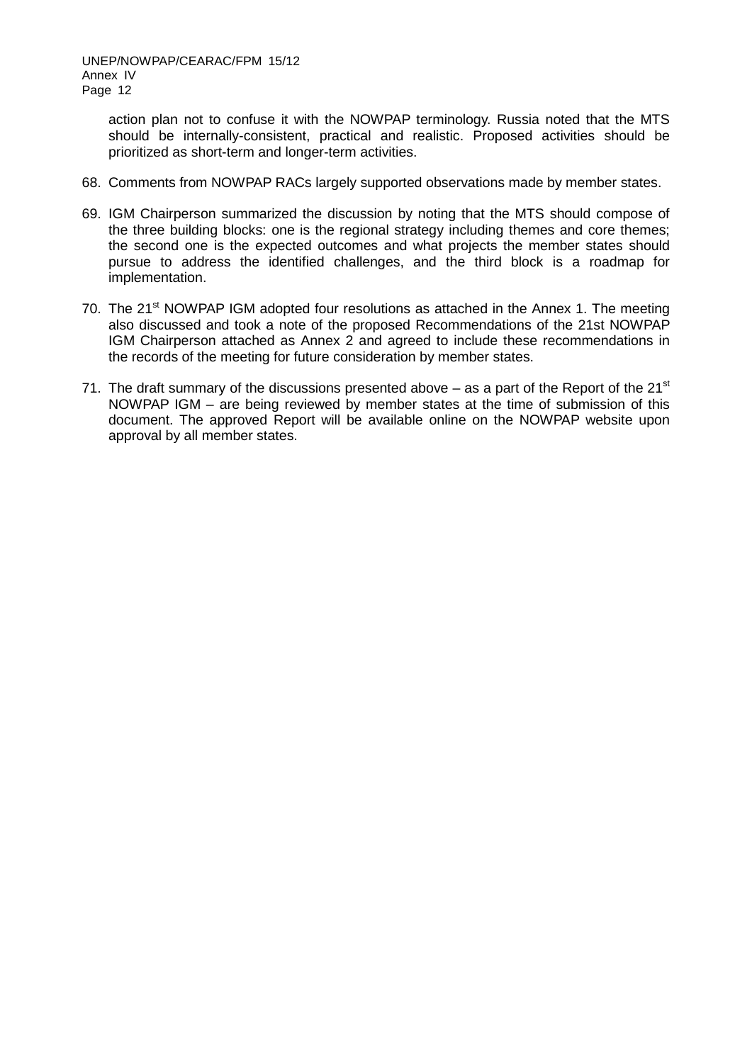action plan not to confuse it with the NOWPAP terminology. Russia noted that the MTS should be internally-consistent, practical and realistic. Proposed activities should be prioritized as short-term and longer-term activities.

68. Comments from NOWPAP RACs largely supported observations made by member states.

69. IGM Chairperson summarized the discussion by noting that the MTS should compose of the three building blocks: one is the regional strategy including themes and core themes; the second one is the expected outcomes and what projects the member states should pursue to address the identified challenges, and the third block is a roadmap for implementation.

70. The 21st NOWPAP IGM adopted four resolutions as attached in the Annex 1. The meeting also discussed and took a note of the proposed Recommendations of the 21st NOWPAP IGM Chairperson attached as Annex 2 and agreed to include these recommendations in the records of the meeting for future consideration by member states.

71. The draft summary of the discussions presented above – as a part of the Report of the 21st NOWPAP IGM – are being reviewed by member states at the time of submission of this document. The approved Report will be available online on the NOWPAP website upon approval by all member states.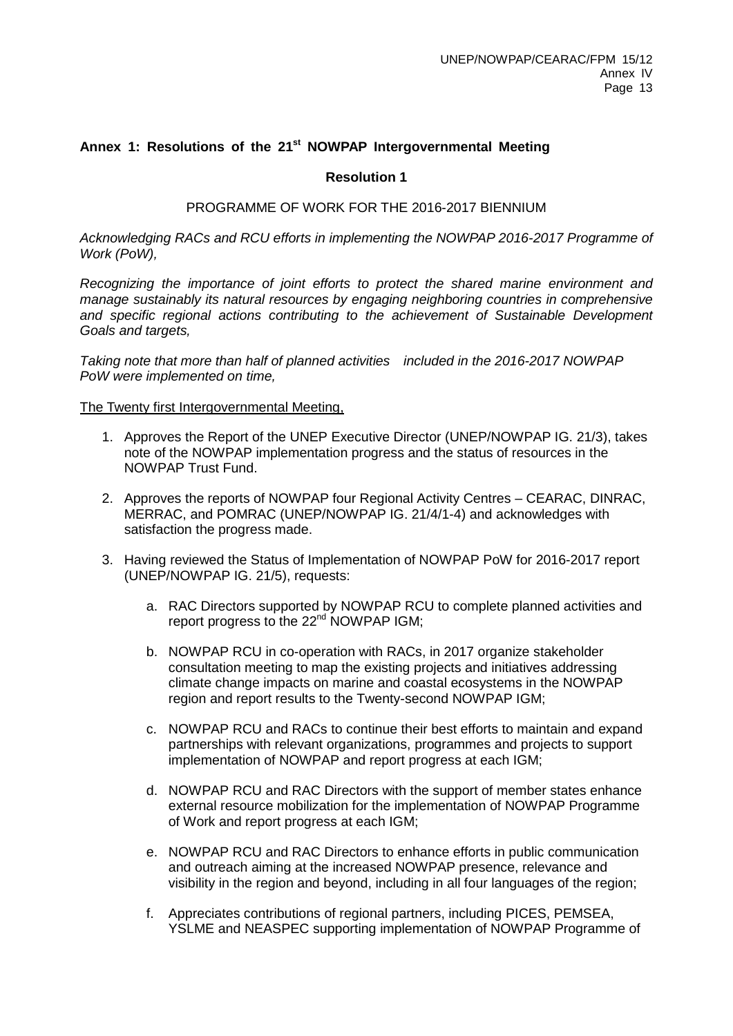## Annex 1: Resolutions of the 21st NOWPAP Intergovernmental Meeting

### Resolution 1

PROGRAMME OF WORK FOR THE 2016-2017 BIENNIUM

*Acknowledging RACs and RCU efforts in implementing the NOWPAP 2016-2017 Programme of Work (PoW),*

*Recognizing the importance of joint efforts to protect the shared marine environment and manage sustainably its natural resources by engaging neighboring countries in comprehensive and specific regional actions contributing to the achievement of Sustainable Development Goals and targets,*

*Taking note that more than half of planned activities included in the 2016-2017 NOWPAP PoW were implemented on time,*

The Twenty first Intergovernmental Meeting,

1. Approves the Report of the UNEP Executive Director (UNEP/NOWPAP IG. 21/3), takes note of the NOWPAP implementation progress and the status of resources in the NOWPAP Trust Fund.
2. Approves the reports of NOWPAP four Regional Activity Centres – CEARAC, DINRAC, MERRAC, and POMRAC (UNEP/NOWPAP IG. 21/4/1-4) and acknowledges with satisfaction the progress made.
3. Having reviewed the Status of Implementation of NOWPAP PoW for 2016-2017 report (UNEP/NOWPAP IG. 21/5), requests:
    a. RAC Directors supported by NOWPAP RCU to complete planned activities and report progress to the 22nd NOWPAP IGM;
    b. NOWPAP RCU in co-operation with RACs, in 2017 organize stakeholder consultation meeting to map the existing projects and initiatives addressing climate change impacts on marine and coastal ecosystems in the NOWPAP region and report results to the Twenty-second NOWPAP IGM;
    c. NOWPAP RCU and RACs to continue their best efforts to maintain and expand partnerships with relevant organizations, programmes and projects to support implementation of NOWPAP and report progress at each IGM;
    d. NOWPAP RCU and RAC Directors with the support of member states enhance external resource mobilization for the implementation of NOWPAP Programme of Work and report progress at each IGM;
    e. NOWPAP RCU and RAC Directors to enhance efforts in public communication and outreach aiming at the increased NOWPAP presence, relevance and visibility in the region and beyond, including in all four languages of the region;
    f. Appreciates contributions of regional partners, including PICES, PEMSEA, YSLME and NEASPEC supporting implementation of NOWPAP Programme of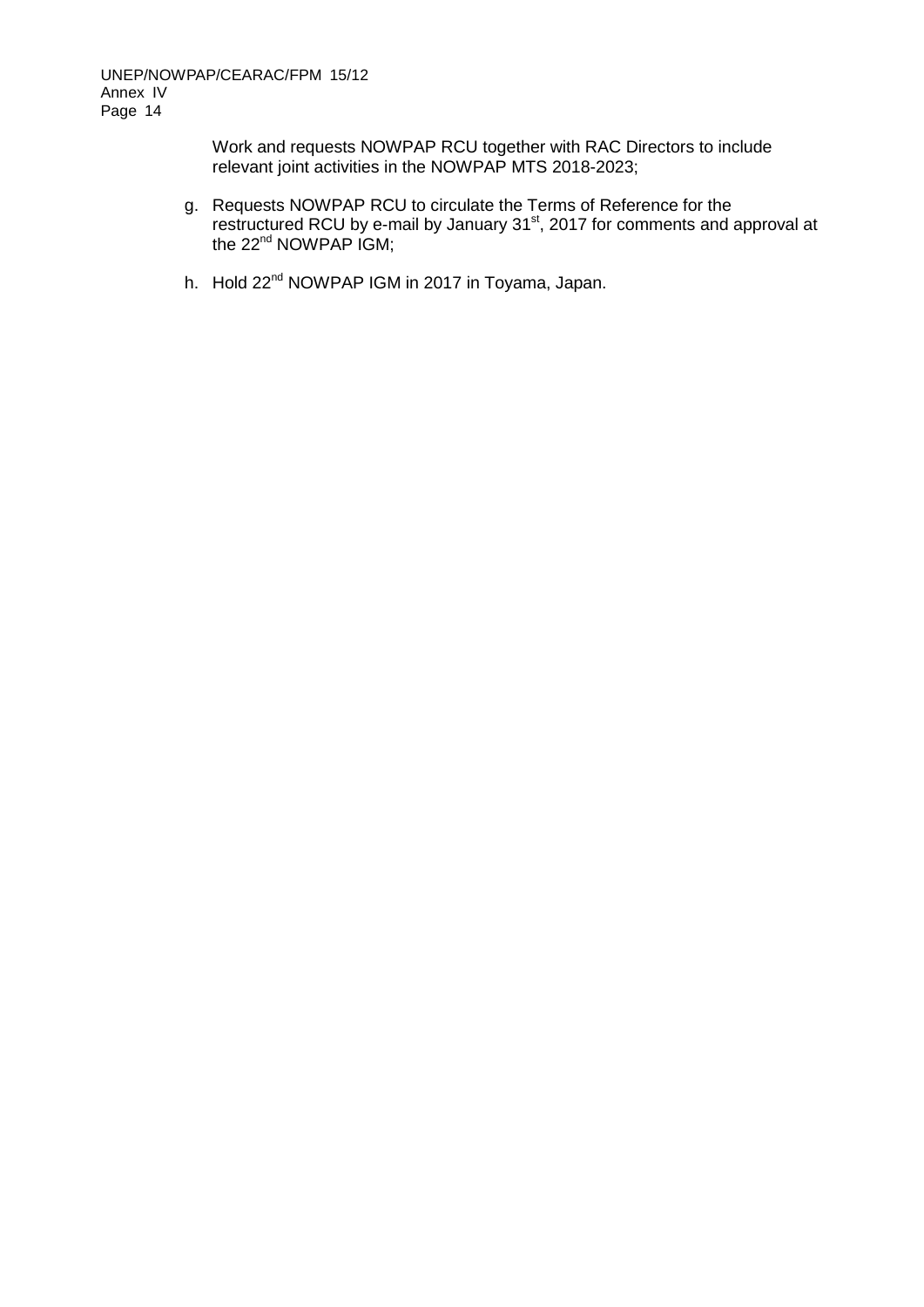Work and requests NOWPAP RCU together with RAC Directors to include relevant joint activities in the NOWPAP MTS 2018-2023;

g. Requests NOWPAP RCU to circulate the Terms of Reference for the restructured RCU by e-mail by January 31st, 2017 for comments and approval at the 22nd NOWPAP IGM;

h. Hold 22nd NOWPAP IGM in 2017 in Toyama, Japan.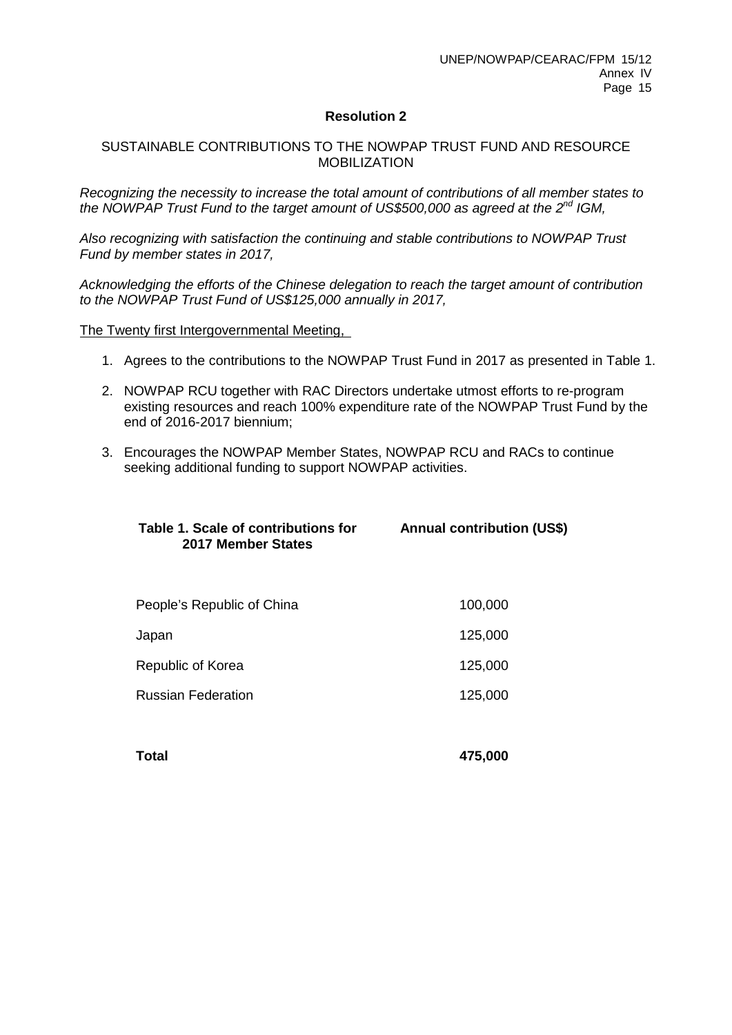## Resolution 2

SUSTAINABLE CONTRIBUTIONS TO THE NOWPAP TRUST FUND AND RESOURCE MOBILIZATION

*Recognizing the necessity to increase the total amount of contributions of all member states to the NOWPAP Trust Fund to the target amount of US$500,000 as agreed at the 2nd IGM,*

*Also recognizing with satisfaction the continuing and stable contributions to NOWPAP Trust Fund by member states in 2017,*

*Acknowledging the efforts of the Chinese delegation to reach the target amount of contribution to the NOWPAP Trust Fund of US$125,000 annually in 2017,*

The Twenty first Intergovernmental Meeting,

1. Agrees to the contributions to the NOWPAP Trust Fund in 2017 as presented in Table 1.
2. NOWPAP RCU together with RAC Directors undertake utmost efforts to re-program existing resources and reach 100% expenditure rate of the NOWPAP Trust Fund by the end of 2016-2017 biennium;
3. Encourages the NOWPAP Member States, NOWPAP RCU and RACs to continue seeking additional funding to support NOWPAP activities.

| **Table 1. Scale of contributions for 2017 Member States** | **Annual contribution (US$)** |
|---|---|
| People's Republic of China | 100,000 |
| Japan | 125,000 |
| Republic of Korea | 125,000 |
| Russian Federation | 125,000 |
| **Total** | **475,000** |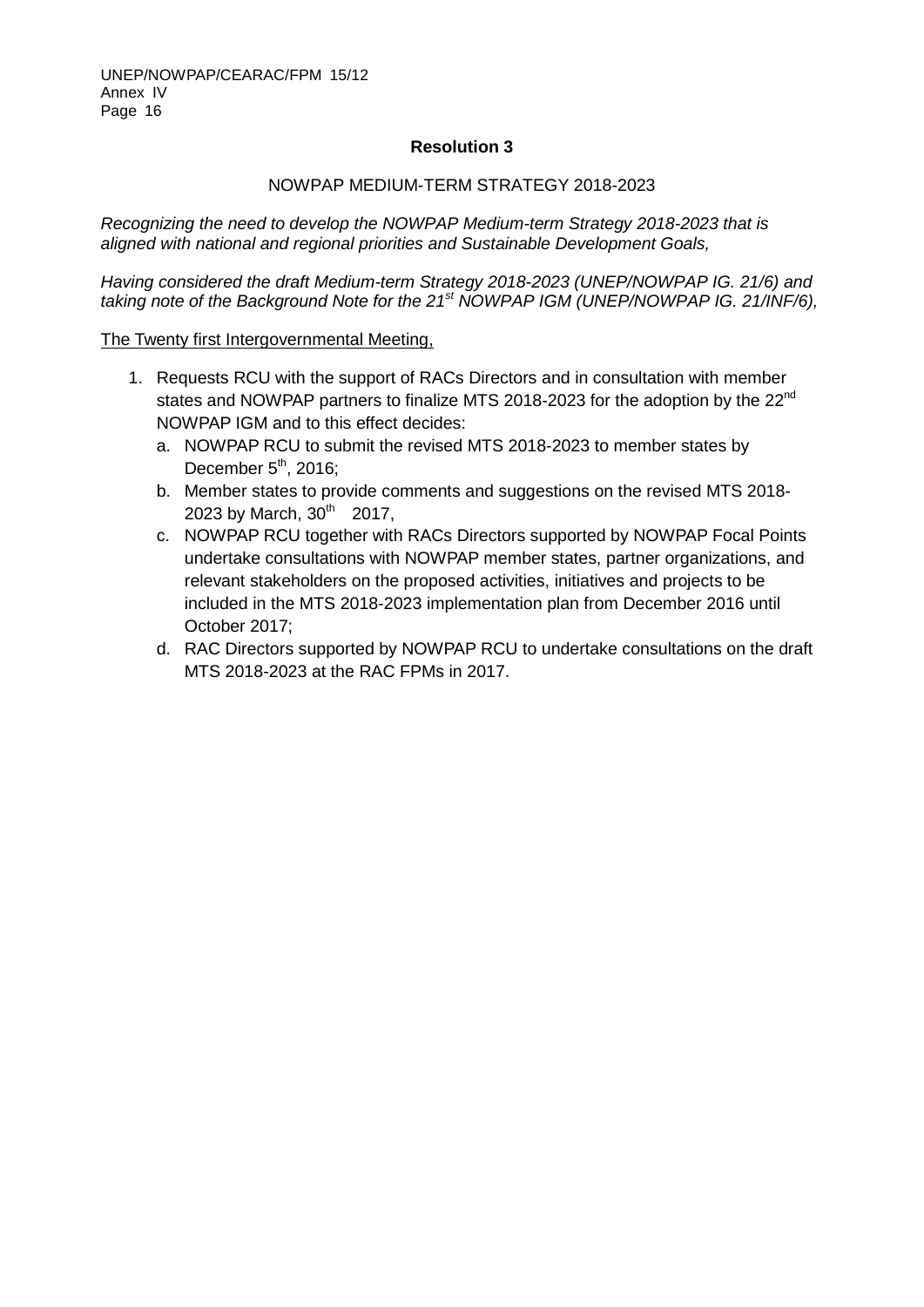**Resolution 3**

NOWPAP MEDIUM-TERM STRATEGY 2018-2023

*Recognizing the need to develop the NOWPAP Medium-term Strategy 2018-2023 that is aligned with national and regional priorities and Sustainable Development Goals,*

*Having considered the draft Medium-term Strategy 2018-2023 (UNEP/NOWPAP IG. 21/6) and taking note of the Background Note for the 21st NOWPAP IGM (UNEP/NOWPAP IG. 21/INF/6),*

<u>The Twenty first Intergovernmental Meeting,</u>

1. Requests RCU with the support of RACs Directors and in consultation with member states and NOWPAP partners to finalize MTS 2018-2023 for the adoption by the 22nd NOWPAP IGM and to this effect decides:
   a. NOWPAP RCU to submit the revised MTS 2018-2023 to member states by December 5th, 2016;
   b. Member states to provide comments and suggestions on the revised MTS 2018-2023 by March, 30th 2017,
   c. NOWPAP RCU together with RACs Directors supported by NOWPAP Focal Points undertake consultations with NOWPAP member states, partner organizations, and relevant stakeholders on the proposed activities, initiatives and projects to be included in the MTS 2018-2023 implementation plan from December 2016 until October 2017;
   d. RAC Directors supported by NOWPAP RCU to undertake consultations on the draft MTS 2018-2023 at the RAC FPMs in 2017.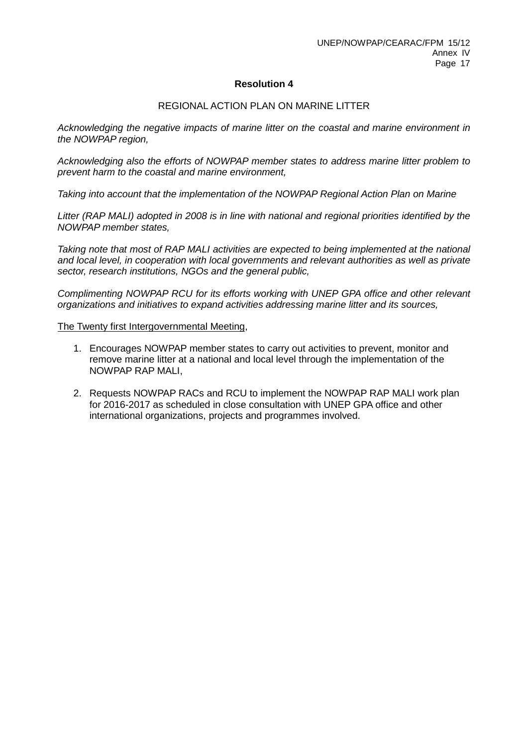**Resolution 4**

REGIONAL ACTION PLAN ON MARINE LITTER

*Acknowledging the negative impacts of marine litter on the coastal and marine environment in the NOWPAP region,*

*Acknowledging also the efforts of NOWPAP member states to address marine litter problem to prevent harm to the coastal and marine environment,*

*Taking into account that the implementation of the NOWPAP Regional Action Plan on Marine*

*Litter (RAP MALI) adopted in 2008 is in line with national and regional priorities identified by the NOWPAP member states,*

*Taking note that most of RAP MALI activities are expected to being implemented at the national and local level, in cooperation with local governments and relevant authorities as well as private sector, research institutions, NGOs and the general public,*

*Complimenting NOWPAP RCU for its efforts working with UNEP GPA office and other relevant organizations and initiatives to expand activities addressing marine litter and its sources,*

<u>The Twenty first Intergovernmental Meeting</u>,

1. Encourages NOWPAP member states to carry out activities to prevent, monitor and remove marine litter at a national and local level through the implementation of the NOWPAP RAP MALI,

2. Requests NOWPAP RACs and RCU to implement the NOWPAP RAP MALI work plan for 2016-2017 as scheduled in close consultation with UNEP GPA office and other international organizations, projects and programmes involved.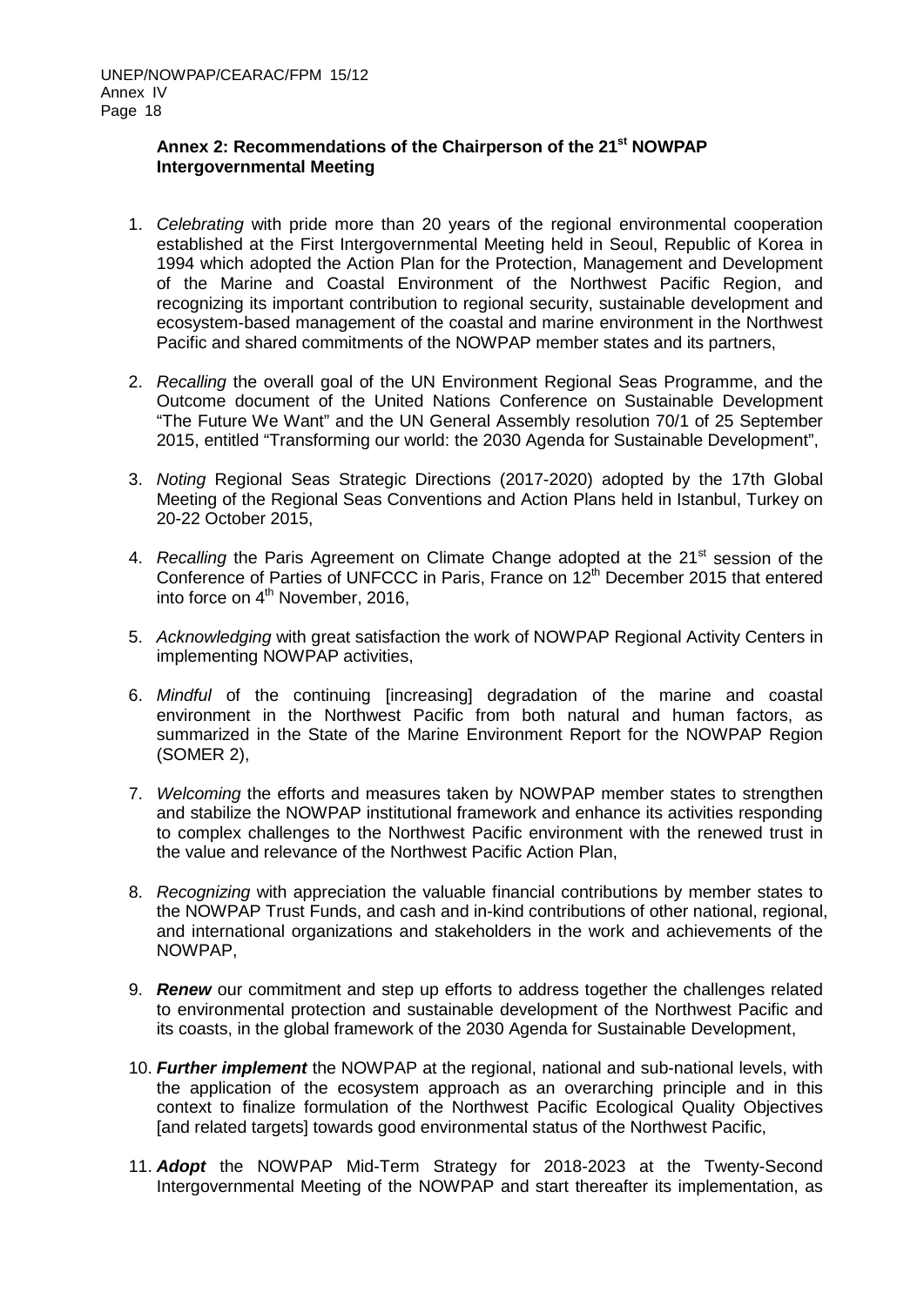**Annex 2: Recommendations of the Chairperson of the 21st NOWPAP Intergovernmental Meeting**

1. *Celebrating* with pride more than 20 years of the regional environmental cooperation established at the First Intergovernmental Meeting held in Seoul, Republic of Korea in 1994 which adopted the Action Plan for the Protection, Management and Development of the Marine and Coastal Environment of the Northwest Pacific Region, and recognizing its important contribution to regional security, sustainable development and ecosystem-based management of the coastal and marine environment in the Northwest Pacific and shared commitments of the NOWPAP member states and its partners,

2. *Recalling* the overall goal of the UN Environment Regional Seas Programme, and the Outcome document of the United Nations Conference on Sustainable Development "The Future We Want" and the UN General Assembly resolution 70/1 of 25 September 2015, entitled "Transforming our world: the 2030 Agenda for Sustainable Development",

3. *Noting* Regional Seas Strategic Directions (2017-2020) adopted by the 17th Global Meeting of the Regional Seas Conventions and Action Plans held in Istanbul, Turkey on 20-22 October 2015,

4. *Recalling* the Paris Agreement on Climate Change adopted at the 21st session of the Conference of Parties of UNFCCC in Paris, France on 12th December 2015 that entered into force on 4th November, 2016,

5. *Acknowledging* with great satisfaction the work of NOWPAP Regional Activity Centers in implementing NOWPAP activities,

6. *Mindful* of the continuing [increasing] degradation of the marine and coastal environment in the Northwest Pacific from both natural and human factors, as summarized in the State of the Marine Environment Report for the NOWPAP Region (SOMER 2),

7. *Welcoming* the efforts and measures taken by NOWPAP member states to strengthen and stabilize the NOWPAP institutional framework and enhance its activities responding to complex challenges to the Northwest Pacific environment with the renewed trust in the value and relevance of the Northwest Pacific Action Plan,

8. *Recognizing* with appreciation the valuable financial contributions by member states to the NOWPAP Trust Funds, and cash and in-kind contributions of other national, regional, and international organizations and stakeholders in the work and achievements of the NOWPAP,

9. ***Renew*** our commitment and step up efforts to address together the challenges related to environmental protection and sustainable development of the Northwest Pacific and its coasts, in the global framework of the 2030 Agenda for Sustainable Development,

10. ***Further implement*** the NOWPAP at the regional, national and sub-national levels, with the application of the ecosystem approach as an overarching principle and in this context to finalize formulation of the Northwest Pacific Ecological Quality Objectives [and related targets] towards good environmental status of the Northwest Pacific,

11. ***Adopt*** the NOWPAP Mid-Term Strategy for 2018-2023 at the Twenty-Second Intergovernmental Meeting of the NOWPAP and start thereafter its implementation, as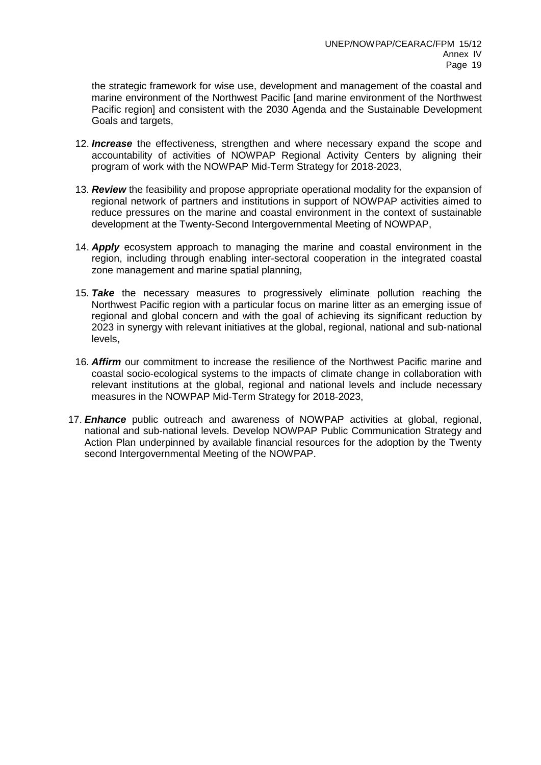the strategic framework for wise use, development and management of the coastal and marine environment of the Northwest Pacific [and marine environment of the Northwest Pacific region] and consistent with the 2030 Agenda and the Sustainable Development Goals and targets,

12. ***Increase*** the effectiveness, strengthen and where necessary expand the scope and accountability of activities of NOWPAP Regional Activity Centers by aligning their program of work with the NOWPAP Mid-Term Strategy for 2018-2023,

13. ***Review*** the feasibility and propose appropriate operational modality for the expansion of regional network of partners and institutions in support of NOWPAP activities aimed to reduce pressures on the marine and coastal environment in the context of sustainable development at the Twenty-Second Intergovernmental Meeting of NOWPAP,

14. ***Apply*** ecosystem approach to managing the marine and coastal environment in the region, including through enabling inter-sectoral cooperation in the integrated coastal zone management and marine spatial planning,

15. ***Take*** the necessary measures to progressively eliminate pollution reaching the Northwest Pacific region with a particular focus on marine litter as an emerging issue of regional and global concern and with the goal of achieving its significant reduction by 2023 in synergy with relevant initiatives at the global, regional, national and sub-national levels,

16. ***Affirm*** our commitment to increase the resilience of the Northwest Pacific marine and coastal socio-ecological systems to the impacts of climate change in collaboration with relevant institutions at the global, regional and national levels and include necessary measures in the NOWPAP Mid-Term Strategy for 2018-2023,

17. ***Enhance*** public outreach and awareness of NOWPAP activities at global, regional, national and sub-national levels. Develop NOWPAP Public Communication Strategy and Action Plan underpinned by available financial resources for the adoption by the Twenty second Intergovernmental Meeting of the NOWPAP.